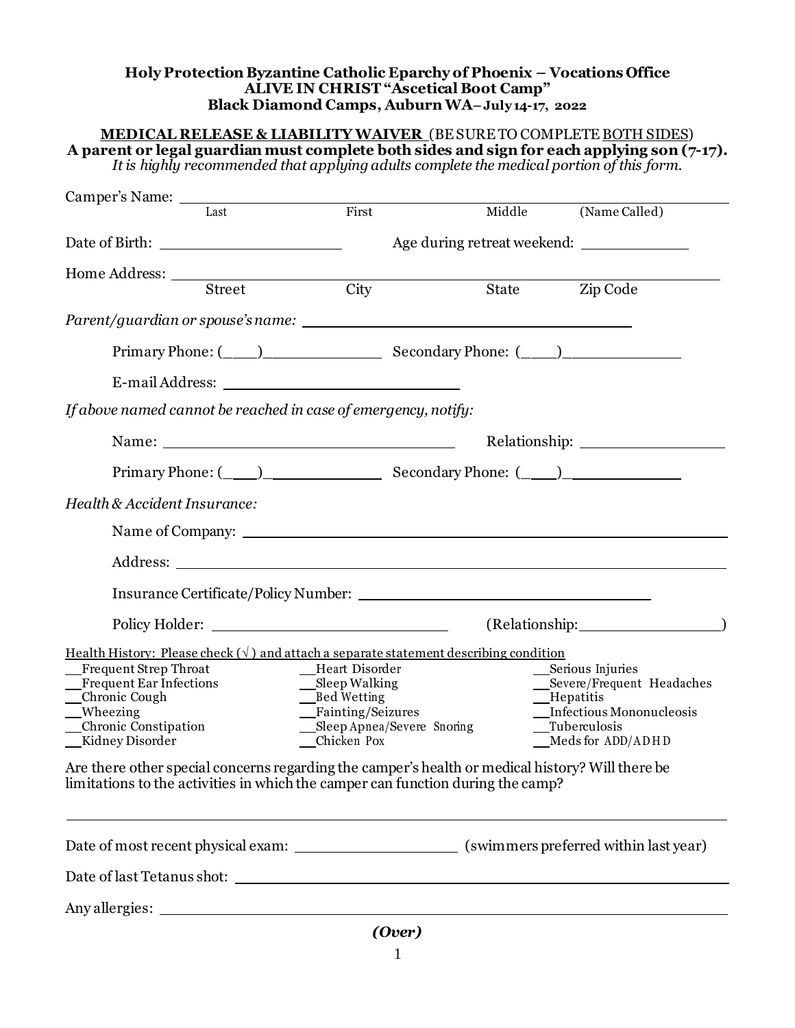**Holy Protection Byzantine Catholic Eparchy of Phoenix – Vocations Office**
**ALIVE IN CHRIST "Ascetical Boot Camp"**
**Black Diamond Camps, Auburn WA– July 14-17, 2022**

**MEDICAL RELEASE & LIABILITY WAIVER** (BE SURE TO COMPLETE BOTH SIDES)
**A parent or legal guardian must complete both sides and sign for each applying son (7-17).**
*It is highly recommended that applying adults complete the medical portion of this form.*

Camper's Name: ______________________________________________
Last First Middle (Name Called)

Date of Birth: ____________________ Age during retreat weekend: ____________

Home Address: ______________________________________________
Street City State Zip Code

*Parent/guardian or spouse's name:* ______________________________________

Primary Phone: (____)______________ Secondary Phone: (____)______________

E-mail Address: ____________________________

*If above named cannot be reached in case of emergency, notify:*

Name: ____________________________________ Relationship: __________________

Primary Phone: (____)______________ Secondary Phone: (____)______________

*Health & Accident Insurance:*

Name of Company: ______________________________________________

Address: ______________________________________________

Insurance Certificate/Policy Number: ____________________________________

Policy Holder: ____________________________ (Relationship: __________________)

Health History: Please check (√) and attach a separate statement describing condition

__Frequent Strep Throat
__Frequent Ear Infections
__Chronic Cough
__Wheezing
__Chronic Constipation
__Kidney Disorder
__Heart Disorder
__Sleep Walking
__Bed Wetting
__Fainting/Seizures
__Sleep Apnea/Severe Snoring
__Chicken Pox
__Serious Injuries
__Severe/Frequent Headaches
__Hepatitis
__Infectious Mononucleosis
__Tuberculosis
__Meds for ADD/ADHD

Are there other special concerns regarding the camper's health or medical history? Will there be limitations to the activities in which the camper can function during the camp?

______________________________________________________________________

Date of most recent physical exam: __________________ (swimmers preferred within last year)

Date of last Tetanus shot: ______________________________________________

Any allergies: ______________________________________________

***(Over)***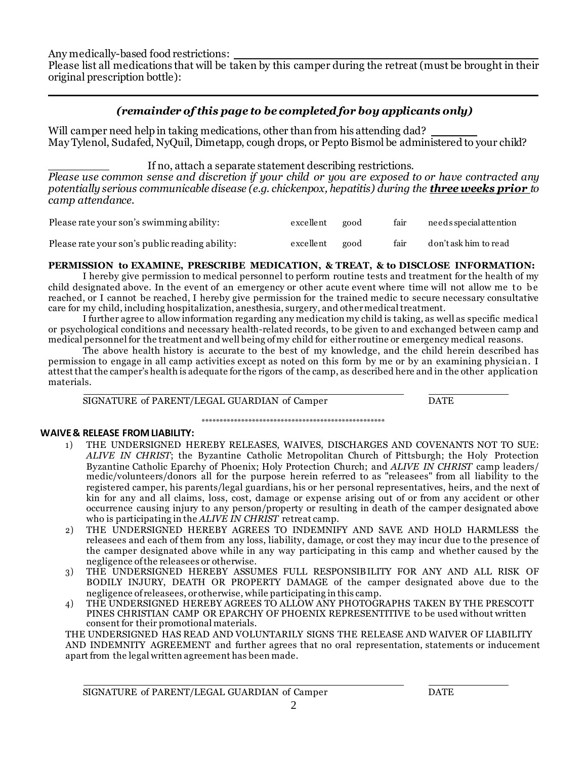Any medically-based food restrictions: ______________________________________________

Please list all medications that will be taken by this camper during the retreat (must be brought in their original prescription bottle):

______________________________________________________________________________

### *(remainder of this page to be completed for boy applicants only)*

Will camper need help in taking medications, other than from his attending dad? _______

May Tylenol, Sudafed, NyQuil, Dimetapp, cough drops, or Pepto Bismol be administered to your child?

_________ If no, attach a separate statement describing restrictions.

*Please use common sense and discretion if your child or you are exposed to or have contracted any potentially serious communicable disease (e.g. chickenpox, hepatitis) during the* ***three weeks prior*** *to camp attendance.*

| | | | | |
|---|---|---|---|---|
| Please rate your son's swimming ability: | excellent | good | fair | needs special attention |
| Please rate your son's public reading ability: | excellent | good | fair | don't ask him to read |

**PERMISSION to EXAMINE, PRESCRIBE MEDICATION, & TREAT, & to DISCLOSE INFORMATION:**

I hereby give permission to medical personnel to perform routine tests and treatment for the health of my child designated above. In the event of an emergency or other acute event where time will not allow me to be reached, or I cannot be reached, I hereby give permission for the trained medic to secure necessary consultative care for my child, including hospitalization, anesthesia, surgery, and other medical treatment.

I further agree to allow information regarding any medication my child is taking, as well as specific medical or psychological conditions and necessary health-related records, to be given to and exchanged between camp and medical personnel for the treatment and well being of my child for either routine or emergency medical reasons.

The above health history is accurate to the best of my knowledge, and the child herein described has permission to engage in all camp activities except as noted on this form by me or by an examining physician. I attest that the camper's health is adequate for the rigors of the camp, as described here and in the other application materials.

______________________________________________ ______________

SIGNATURE of PARENT/LEGAL GUARDIAN of Camper DATE

*****************************************************

**WAIVE & RELEASE FROM LIABILITY:**

1) THE UNDERSIGNED HEREBY RELEASES, WAIVES, DISCHARGES AND COVENANTS NOT TO SUE: *ALIVE IN CHRIST*; the Byzantine Catholic Metropolitan Church of Pittsburgh; the Holy Protection Byzantine Catholic Eparchy of Phoenix; Holy Protection Church; and *ALIVE IN CHRIST* camp leaders/ medic/volunteers/donors all for the purpose herein referred to as "releasees" from all liability to the registered camper, his parents/legal guardians, his or her personal representatives, heirs, and the next of kin for any and all claims, loss, cost, damage or expense arising out of or from any accident or other occurrence causing injury to any person/property or resulting in death of the camper designated above who is participating in the *ALIVE IN CHRIST* retreat camp.
2) THE UNDERSIGNED HEREBY AGREES TO INDEMNIFY AND SAVE AND HOLD HARMLESS the releasees and each of them from any loss, liability, damage, or cost they may incur due to the presence of the camper designated above while in any way participating in this camp and whether caused by the negligence of the releasees or otherwise.
3) THE UNDERSIGNED HEREBY ASSUMES FULL RESPONSIBILITY FOR ANY AND ALL RISK OF BODILY INJURY, DEATH OR PROPERTY DAMAGE of the camper designated above due to the negligence of releasees, or otherwise, while participating in this camp.
4) THE UNDERSIGNED HEREBY AGREES TO ALLOW ANY PHOTOGRAPHS TAKEN BY THE PRESCOTT PINES CHRISTIAN CAMP OR EPARCHY OF PHOENIX REPRESENTITIVE to be used without written consent for their promotional materials.

THE UNDERSIGNED HAS READ AND VOLUNTARILY SIGNS THE RELEASE AND WAIVER OF LIABILITY AND INDEMNITY AGREEMENT and further agrees that no oral representation, statements or inducement apart from the legal written agreement has been made.

______________________________________________ ______________

SIGNATURE of PARENT/LEGAL GUARDIAN of Camper DATE